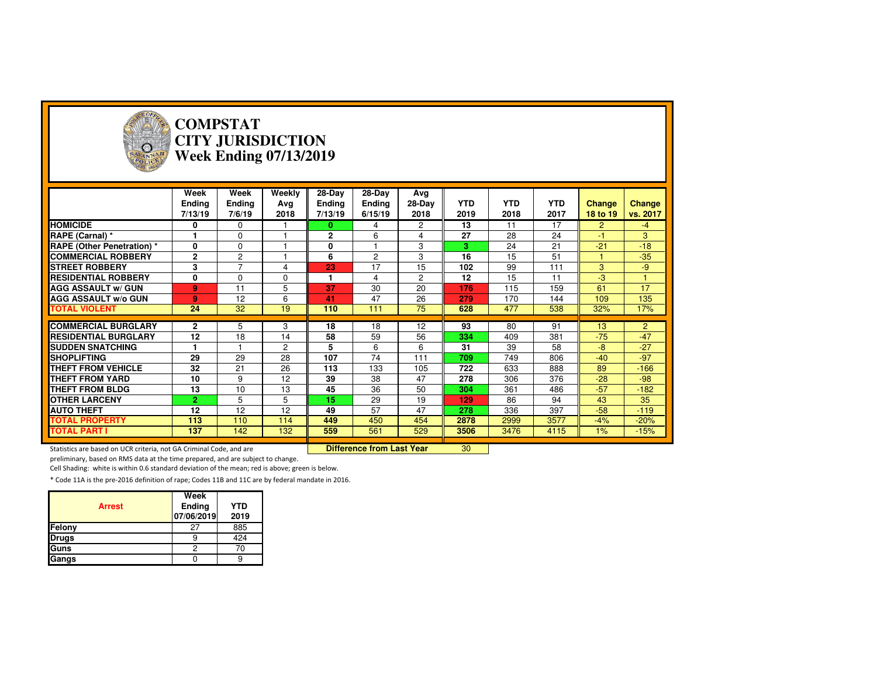# COMPSTAT
# CITY JURISDICTION
# Week Ending 07/13/2019

| | Week Ending 7/13/19 | Week Ending 7/6/19 | Weekly Avg 2018 | 28-Day Ending 7/13/19 | 28-Day Ending 6/15/19 | Avg 28-Day 2018 | YTD 2019 | YTD 2018 | YTD 2017 | Change 18 to 19 | Change vs. 2017 |
|---|---|---|---|---|---|---|---|---|---|---|---|
| **HOMICIDE** | 0 | 0 | 1 | 0 | 4 | 2 | 13 | 11 | 17 | 2 | -4 |
| **RAPE (Carnal) *** | 1 | 0 | 1 | 2 | 6 | 4 | 27 | 28 | 24 | -1 | 3 |
| **RAPE (Other Penetration) *** | 0 | 0 | 1 | 0 | 1 | 3 | 3 | 24 | 21 | -21 | -18 |
| **COMMERCIAL ROBBERY** | 2 | 2 | 1 | 6 | 2 | 3 | 16 | 15 | 51 | 1 | -35 |
| **STREET ROBBERY** | 3 | 7 | 4 | 23 | 17 | 15 | 102 | 99 | 111 | 3 | -9 |
| **RESIDENTIAL ROBBERY** | 0 | 0 | 0 | 1 | 4 | 2 | 12 | 15 | 11 | -3 | 1 |
| **AGG ASSAULT w/ GUN** | 9 | 11 | 5 | 37 | 30 | 20 | 176 | 115 | 159 | 61 | 17 |
| **AGG ASSAULT w/o GUN** | 9 | 12 | 6 | 41 | 47 | 26 | 279 | 170 | 144 | 109 | 135 |
| **TOTAL VIOLENT** | 24 | 32 | 19 | 110 | 111 | 75 | 628 | 477 | 538 | 32% | 17% |
| **COMMERCIAL BURGLARY** | 2 | 5 | 3 | 18 | 18 | 12 | 93 | 80 | 91 | 13 | 2 |
| **RESIDENTIAL BURGLARY** | 12 | 18 | 14 | 58 | 59 | 56 | 334 | 409 | 381 | -75 | -47 |
| **SUDDEN SNATCHING** | 1 | 1 | 2 | 5 | 6 | 6 | 31 | 39 | 58 | -8 | -27 |
| **SHOPLIFTING** | 29 | 29 | 28 | 107 | 74 | 111 | 709 | 749 | 806 | -40 | -97 |
| **THEFT FROM VEHICLE** | 32 | 21 | 26 | 113 | 133 | 105 | 722 | 633 | 888 | 89 | -166 |
| **THEFT FROM YARD** | 10 | 9 | 12 | 39 | 38 | 47 | 278 | 306 | 376 | -28 | -98 |
| **THEFT FROM BLDG** | 13 | 10 | 13 | 45 | 36 | 50 | 304 | 361 | 486 | -57 | -182 |
| **OTHER LARCENY** | 2 | 5 | 5 | 15 | 29 | 19 | 129 | 86 | 94 | 43 | 35 |
| **AUTO THEFT** | 12 | 12 | 12 | 49 | 57 | 47 | 278 | 336 | 397 | -58 | -119 |
| **TOTAL PROPERTY** | 113 | 110 | 114 | 449 | 450 | 454 | 2878 | 2999 | 3577 | -4% | -20% |
| **TOTAL PART I** | 137 | 142 | 132 | 559 | 561 | 529 | 3506 | 3476 | 4115 | 1% | -15% |
| | | | | **Difference from Last Year** | | | 30 | | | | |

Statistics are based on UCR criteria, not GA Criminal Code, and are preliminary, based on RMS data at the time prepared, and are subject to change.

Cell Shading: white is within 0.6 standard deviation of the mean; red is above; green is below.

* Code 11A is the pre-2016 definition of rape; Codes 11B and 11C are by federal mandate in 2016.

| Arrest | Week Ending 07/06/2019 | YTD 2019 |
|---|---|---|
| **Felony** | 27 | 885 |
| **Drugs** | 9 | 424 |
| **Guns** | 2 | 70 |
| **Gangs** | 0 | 9 |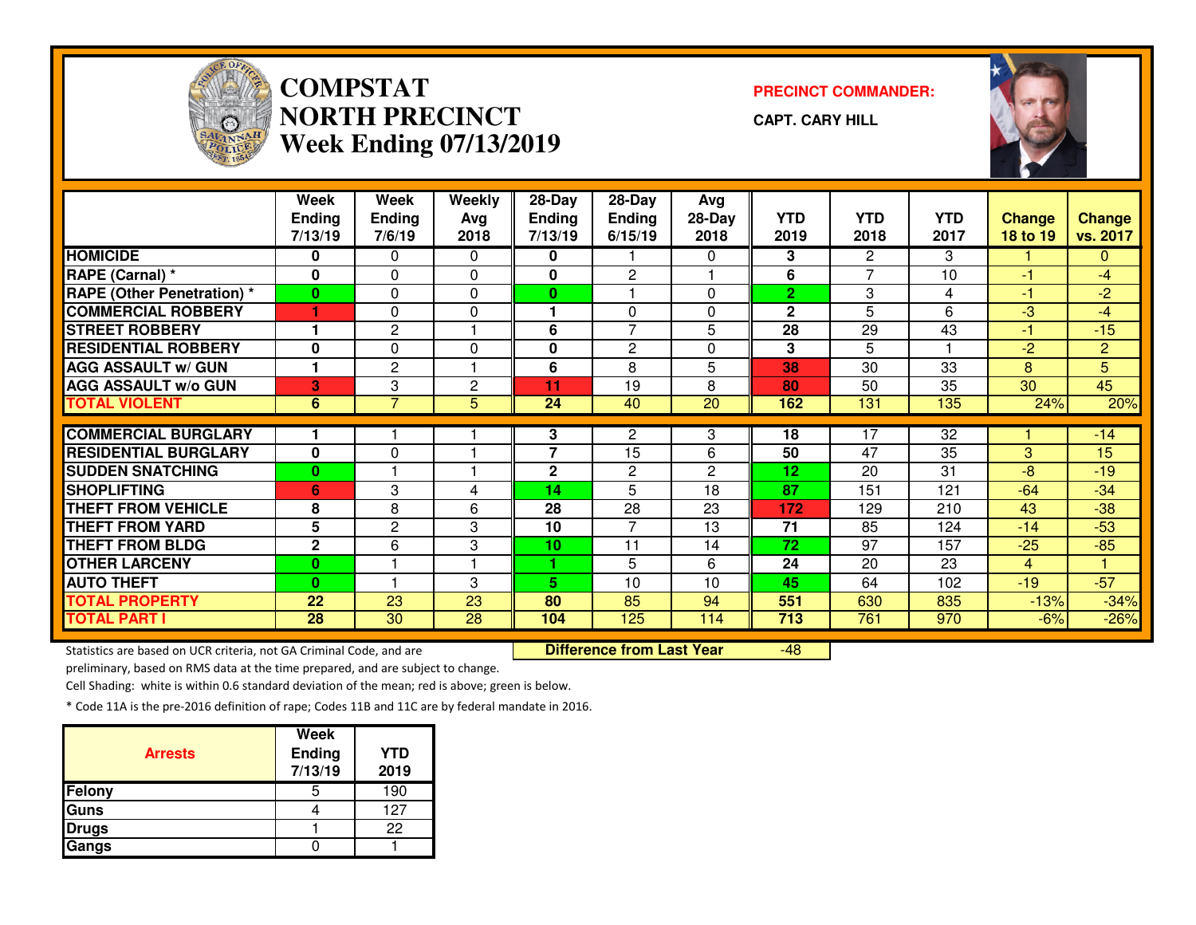# COMPSTAT NORTH PRECINCT

## Week Ending 07/13/2019

**PRECINCT COMMANDER:**

**CAPT. CARY HILL**

| | Week Ending 7/13/19 | Week Ending 7/6/19 | Weekly Avg 2018 | 28-Day Ending 7/13/19 | 28-Day Ending 6/15/19 | Avg 28-Day 2018 | YTD 2019 | YTD 2018 | YTD 2017 | Change 18 to 19 | Change vs. 2017 |
|---|---|---|---|---|---|---|---|---|---|---|---|
| HOMICIDE | 0 | 0 | 0 | 0 | 1 | 0 | 3 | 2 | 3 | 1 | 0 |
| RAPE (Carnal) * | 0 | 0 | 0 | 0 | 2 | 1 | 6 | 7 | 10 | -1 | -4 |
| RAPE (Other Penetration) * | 0 | 0 | 0 | 0 | 1 | 0 | 2 | 3 | 4 | -1 | -2 |
| COMMERCIAL ROBBERY | 1 | 0 | 0 | 1 | 0 | 0 | 2 | 5 | 6 | -3 | -4 |
| STREET ROBBERY | 1 | 2 | 1 | 6 | 7 | 5 | 28 | 29 | 43 | -1 | -15 |
| RESIDENTIAL ROBBERY | 0 | 0 | 0 | 0 | 2 | 0 | 3 | 5 | 1 | -2 | 2 |
| AGG ASSAULT w/ GUN | 1 | 2 | 1 | 6 | 8 | 5 | 38 | 30 | 33 | 8 | 5 |
| AGG ASSAULT w/o GUN | 3 | 3 | 2 | 11 | 19 | 8 | 80 | 50 | 35 | 30 | 45 |
| TOTAL VIOLENT | 6 | 7 | 5 | 24 | 40 | 20 | 162 | 131 | 135 | 24% | 20% |
| COMMERCIAL BURGLARY | 1 | 1 | 1 | 3 | 2 | 3 | 18 | 17 | 32 | 1 | -14 |
| RESIDENTIAL BURGLARY | 0 | 0 | 1 | 7 | 15 | 6 | 50 | 47 | 35 | 3 | 15 |
| SUDDEN SNATCHING | 0 | 1 | 1 | 2 | 2 | 2 | 12 | 20 | 31 | -8 | -19 |
| SHOPLIFTING | 6 | 3 | 4 | 14 | 5 | 18 | 87 | 151 | 121 | -64 | -34 |
| THEFT FROM VEHICLE | 8 | 8 | 6 | 28 | 28 | 23 | 172 | 129 | 210 | 43 | -38 |
| THEFT FROM YARD | 5 | 2 | 3 | 10 | 7 | 13 | 71 | 85 | 124 | -14 | -53 |
| THEFT FROM BLDG | 2 | 6 | 3 | 10 | 11 | 14 | 72 | 97 | 157 | -25 | -85 |
| OTHER LARCENY | 0 | 1 | 1 | 1 | 5 | 6 | 24 | 20 | 23 | 4 | 1 |
| AUTO THEFT | 0 | 1 | 3 | 5 | 10 | 10 | 45 | 64 | 102 | -19 | -57 |
| TOTAL PROPERTY | 22 | 23 | 23 | 80 | 85 | 94 | 551 | 630 | 835 | -13% | -34% |
| TOTAL PART I | 28 | 30 | 28 | 104 | 125 | 114 | 713 | 761 | 970 | -6% | -26% |

**Difference from Last Year** -48

Statistics are based on UCR criteria, not GA Criminal Code, and are preliminary, based on RMS data at the time prepared, and are subject to change.

Cell Shading: white is within 0.6 standard deviation of the mean; red is above; green is below.

* Code 11A is the pre-2016 definition of rape; Codes 11B and 11C are by federal mandate in 2016.

| Arrests | Week Ending 7/13/19 | YTD 2019 |
|---|---|---|
| Felony | 5 | 190 |
| Guns | 4 | 127 |
| Drugs | 1 | 22 |
| Gangs | 0 | 1 |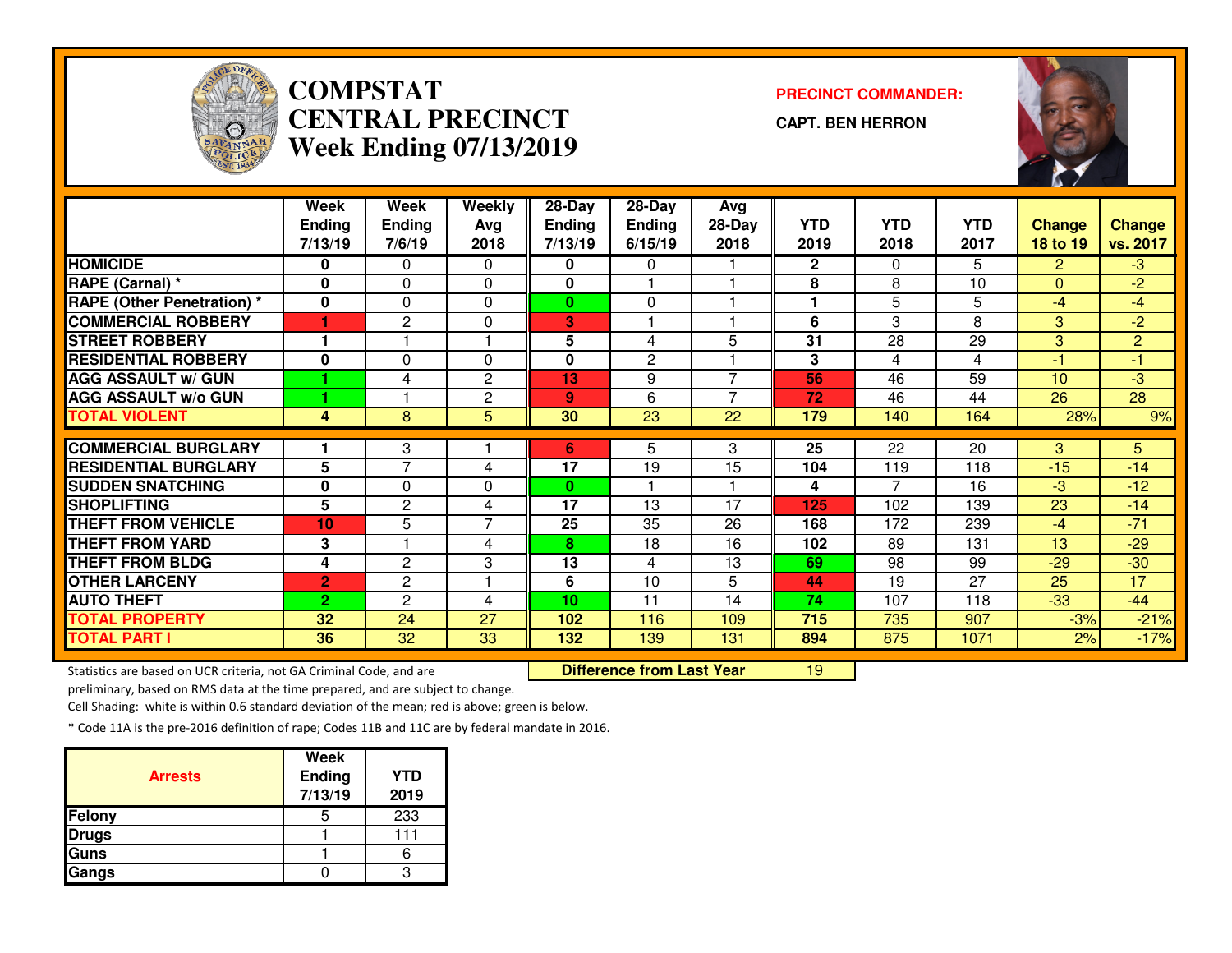# COMPSTAT CENTRAL PRECINCT Week Ending 07/13/2019

**PRECINCT COMMANDER:**

**CAPT. BEN HERRON**

| | Week Ending 7/13/19 | Week Ending 7/6/19 | Weekly Avg 2018 | 28-Day Ending 7/13/19 | 28-Day Ending 6/15/19 | Avg 28-Day 2018 | YTD 2019 | YTD 2018 | YTD 2017 | Change 18 to 19 | Change vs. 2017 |
|---|---|---|---|---|---|---|---|---|---|---|---|
| HOMICIDE | 0 | 0 | 0 | 0 | 0 | 1 | 2 | 0 | 5 | 2 | -3 |
| RAPE (Carnal) * | 0 | 0 | 0 | 0 | 1 | 1 | 8 | 8 | 10 | 0 | -2 |
| RAPE (Other Penetration) * | 0 | 0 | 0 | 0 | 0 | 1 | 1 | 5 | 5 | -4 | -4 |
| COMMERCIAL ROBBERY | 1 | 2 | 0 | 3 | 1 | 1 | 6 | 3 | 8 | 3 | -2 |
| STREET ROBBERY | 1 | 1 | 1 | 5 | 4 | 5 | 31 | 28 | 29 | 3 | 2 |
| RESIDENTIAL ROBBERY | 0 | 0 | 0 | 0 | 2 | 1 | 3 | 4 | 4 | -1 | -1 |
| AGG ASSAULT w/ GUN | 1 | 4 | 2 | 13 | 9 | 7 | 56 | 46 | 59 | 10 | -3 |
| AGG ASSAULT w/o GUN | 1 | 1 | 2 | 9 | 6 | 7 | 72 | 46 | 44 | 26 | 28 |
| TOTAL VIOLENT | 4 | 8 | 5 | 30 | 23 | 22 | 179 | 140 | 164 | 28% | 9% |
| COMMERCIAL BURGLARY | 1 | 3 | 1 | 6 | 5 | 3 | 25 | 22 | 20 | 3 | 5 |
| RESIDENTIAL BURGLARY | 5 | 7 | 4 | 17 | 19 | 15 | 104 | 119 | 118 | -15 | -14 |
| SUDDEN SNATCHING | 0 | 0 | 0 | 0 | 1 | 1 | 4 | 7 | 16 | -3 | -12 |
| SHOPLIFTING | 5 | 2 | 4 | 17 | 13 | 17 | 125 | 102 | 139 | 23 | -14 |
| THEFT FROM VEHICLE | 10 | 5 | 7 | 25 | 35 | 26 | 168 | 172 | 239 | -4 | -71 |
| THEFT FROM YARD | 3 | 1 | 4 | 8 | 18 | 16 | 102 | 89 | 131 | 13 | -29 |
| THEFT FROM BLDG | 4 | 2 | 3 | 13 | 4 | 13 | 69 | 98 | 99 | -29 | -30 |
| OTHER LARCENY | 2 | 2 | 1 | 6 | 10 | 5 | 44 | 19 | 27 | 25 | 17 |
| AUTO THEFT | 2 | 2 | 4 | 10 | 11 | 14 | 74 | 107 | 118 | -33 | -44 |
| TOTAL PROPERTY | 32 | 24 | 27 | 102 | 116 | 109 | 715 | 735 | 907 | -3% | -21% |
| TOTAL PART I | 36 | 32 | 33 | 132 | 139 | 131 | 894 | 875 | 1071 | 2% | -17% |

**Difference from Last Year** 19

Statistics are based on UCR criteria, not GA Criminal Code, and are preliminary, based on RMS data at the time prepared, and are subject to change.

Cell Shading: white is within 0.6 standard deviation of the mean; red is above; green is below.

* Code 11A is the pre-2016 definition of rape; Codes 11B and 11C are by federal mandate in 2016.

| Arrests | Week Ending 7/13/19 | YTD 2019 |
|---|---|---|
| Felony | 5 | 233 |
| Drugs | 1 | 111 |
| Guns | 1 | 6 |
| Gangs | 0 | 3 |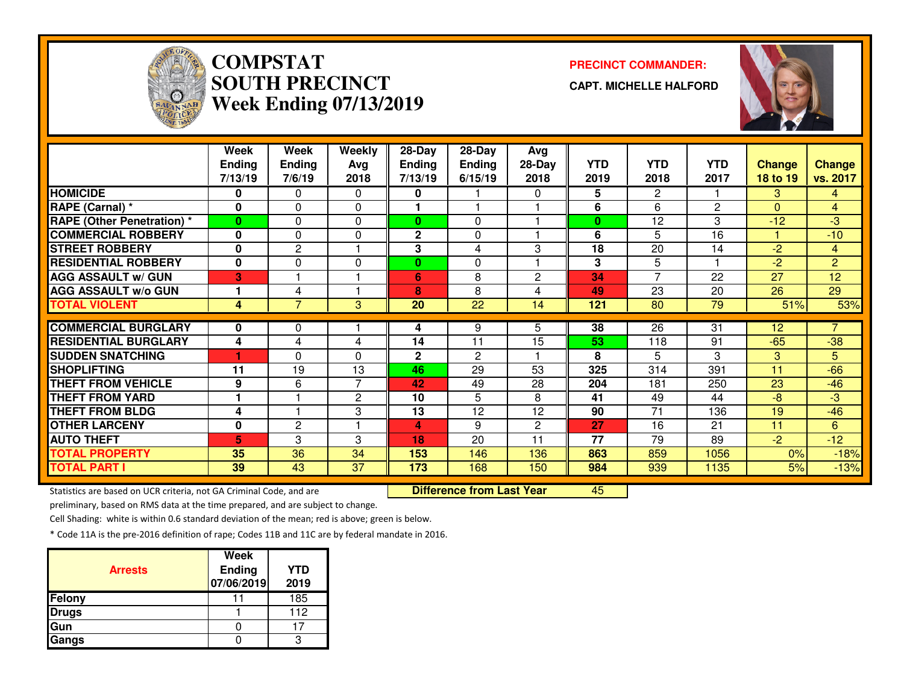# COMPSTAT SOUTH PRECINCT
## Week Ending 07/13/2019

**PRECINCT COMMANDER:**

**CAPT. MICHELLE HALFORD**

| | Week Ending 7/13/19 | Week Ending 7/6/19 | Weekly Avg 2018 | 28-Day Ending 7/13/19 | 28-Day Ending 6/15/19 | Avg 28-Day 2018 | YTD 2019 | YTD 2018 | YTD 2017 | Change 18 to 19 | Change vs. 2017 |
|---|---|---|---|---|---|---|---|---|---|---|---|
| HOMICIDE | 0 | 0 | 0 | 0 | 1 | 0 | 5 | 2 | 1 | 3 | 4 |
| RAPE (Carnal) * | 0 | 0 | 0 | 1 | 1 | 1 | 6 | 6 | 2 | 0 | 4 |
| RAPE (Other Penetration) * | 0 | 0 | 0 | 0 | 0 | 1 | 0 | 12 | 3 | -12 | -3 |
| COMMERCIAL ROBBERY | 0 | 0 | 0 | 2 | 0 | 1 | 6 | 5 | 16 | 1 | -10 |
| STREET ROBBERY | 0 | 2 | 1 | 3 | 4 | 3 | 18 | 20 | 14 | -2 | 4 |
| RESIDENTIAL ROBBERY | 0 | 0 | 0 | 0 | 0 | 1 | 3 | 5 | 1 | -2 | 2 |
| AGG ASSAULT w/ GUN | 3 | 1 | 1 | 6 | 8 | 2 | 34 | 7 | 22 | 27 | 12 |
| AGG ASSAULT w/o GUN | 1 | 4 | 1 | 8 | 8 | 4 | 49 | 23 | 20 | 26 | 29 |
| TOTAL VIOLENT | 4 | 7 | 3 | 20 | 22 | 14 | 121 | 80 | 79 | 51% | 53% |
| COMMERCIAL BURGLARY | 0 | 0 | 1 | 4 | 9 | 5 | 38 | 26 | 31 | 12 | 7 |
| RESIDENTIAL BURGLARY | 4 | 4 | 4 | 14 | 11 | 15 | 53 | 118 | 91 | -65 | -38 |
| SUDDEN SNATCHING | 1 | 0 | 0 | 2 | 2 | 1 | 8 | 5 | 3 | 3 | 5 |
| SHOPLIFTING | 11 | 19 | 13 | 46 | 29 | 53 | 325 | 314 | 391 | 11 | -66 |
| THEFT FROM VEHICLE | 9 | 6 | 7 | 42 | 49 | 28 | 204 | 181 | 250 | 23 | -46 |
| THEFT FROM YARD | 1 | 1 | 2 | 10 | 5 | 8 | 41 | 49 | 44 | -8 | -3 |
| THEFT FROM BLDG | 4 | 1 | 3 | 13 | 12 | 12 | 90 | 71 | 136 | 19 | -46 |
| OTHER LARCENY | 0 | 2 | 1 | 4 | 9 | 2 | 27 | 16 | 21 | 11 | 6 |
| AUTO THEFT | 5 | 3 | 3 | 18 | 20 | 11 | 77 | 79 | 89 | -2 | -12 |
| TOTAL PROPERTY | 35 | 36 | 34 | 153 | 146 | 136 | 863 | 859 | 1056 | 0% | -18% |
| TOTAL PART I | 39 | 43 | 37 | 173 | 168 | 150 | 984 | 939 | 1135 | 5% | -13% |

**Difference from Last Year** 45

Statistics are based on UCR criteria, not GA Criminal Code, and are preliminary, based on RMS data at the time prepared, and are subject to change.

Cell Shading: white is within 0.6 standard deviation of the mean; red is above; green is below.

* Code 11A is the pre-2016 definition of rape; Codes 11B and 11C are by federal mandate in 2016.

| Arrests | Week Ending 07/06/2019 | YTD 2019 |
|---|---|---|
| Felony | 11 | 185 |
| Drugs | 1 | 112 |
| Gun | 0 | 17 |
| Gangs | 0 | 3 |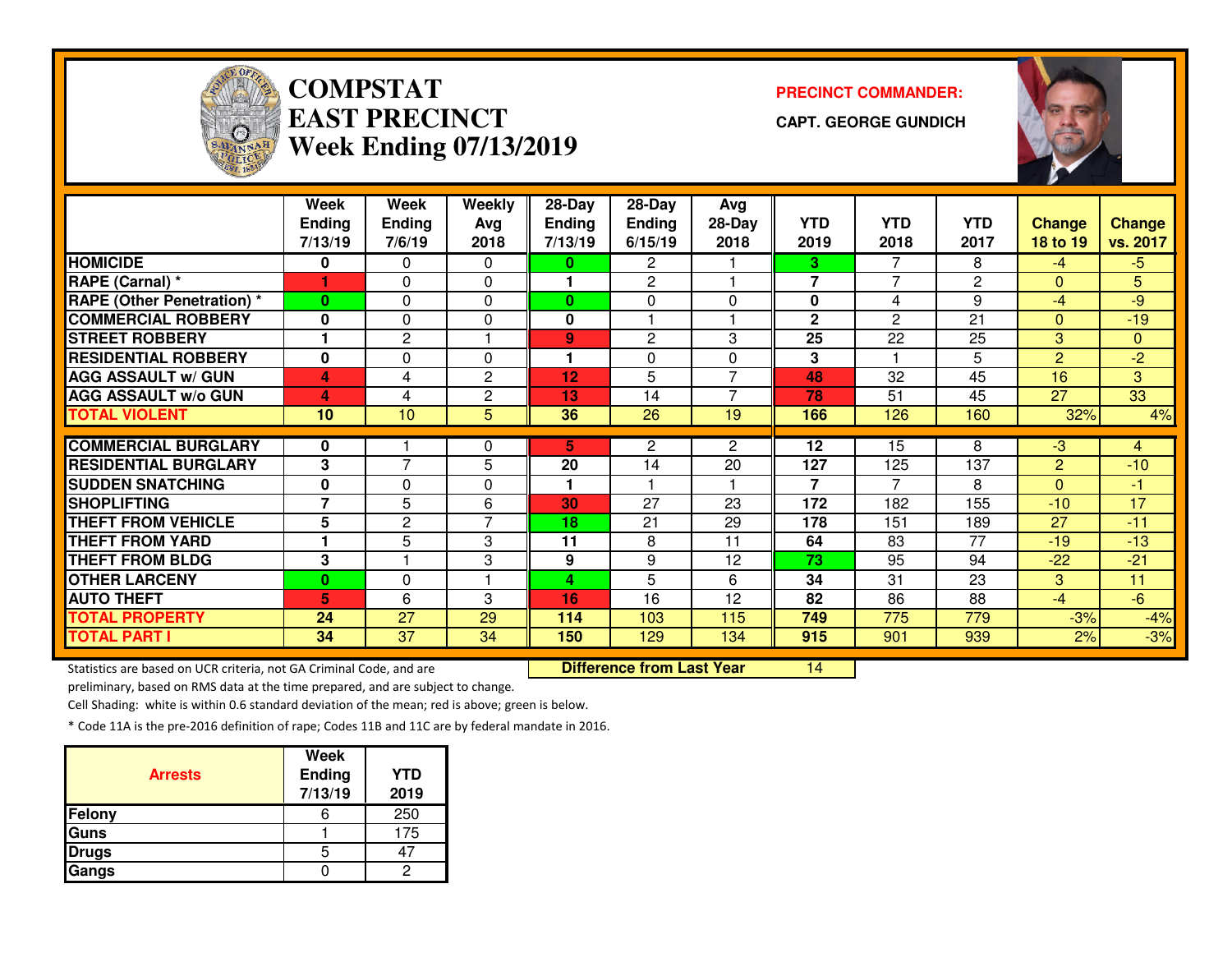# COMPSTAT EAST PRECINCT Week Ending 07/13/2019

**PRECINCT COMMANDER:**

**CAPT. GEORGE GUNDICH**

| | Week Ending 7/13/19 | Week Ending 7/6/19 | Weekly Avg 2018 | 28-Day Ending 7/13/19 | 28-Day Ending 6/15/19 | Avg 28-Day 2018 | YTD 2019 | YTD 2018 | YTD 2017 | Change 18 to 19 | Change vs. 2017 |
|---|---|---|---|---|---|---|---|---|---|---|---|
| HOMICIDE | 0 | 0 | 0 | 0 | 2 | 1 | 3 | 7 | 8 | -4 | -5 |
| RAPE (Carnal) * | 1 | 0 | 0 | 1 | 2 | 1 | 7 | 7 | 2 | 0 | 5 |
| RAPE (Other Penetration) * | 0 | 0 | 0 | 0 | 0 | 0 | 0 | 4 | 9 | -4 | -9 |
| COMMERCIAL ROBBERY | 0 | 0 | 0 | 0 | 1 | 1 | 2 | 2 | 21 | 0 | -19 |
| STREET ROBBERY | 1 | 2 | 1 | 9 | 2 | 3 | 25 | 22 | 25 | 3 | 0 |
| RESIDENTIAL ROBBERY | 0 | 0 | 0 | 1 | 0 | 0 | 3 | 1 | 5 | 2 | -2 |
| AGG ASSAULT w/ GUN | 4 | 4 | 2 | 12 | 5 | 7 | 48 | 32 | 45 | 16 | 3 |
| AGG ASSAULT w/o GUN | 4 | 4 | 2 | 13 | 14 | 7 | 78 | 51 | 45 | 27 | 33 |
| TOTAL VIOLENT | 10 | 10 | 5 | 36 | 26 | 19 | 166 | 126 | 160 | 32% | 4% |
| COMMERCIAL BURGLARY | 0 | 1 | 0 | 5 | 2 | 2 | 12 | 15 | 8 | -3 | 4 |
| RESIDENTIAL BURGLARY | 3 | 7 | 5 | 20 | 14 | 20 | 127 | 125 | 137 | 2 | -10 |
| SUDDEN SNATCHING | 0 | 0 | 0 | 1 | 1 | 1 | 7 | 7 | 8 | 0 | -1 |
| SHOPLIFTING | 7 | 5 | 6 | 30 | 27 | 23 | 172 | 182 | 155 | -10 | 17 |
| THEFT FROM VEHICLE | 5 | 2 | 7 | 18 | 21 | 29 | 178 | 151 | 189 | 27 | -11 |
| THEFT FROM YARD | 1 | 5 | 3 | 11 | 8 | 11 | 64 | 83 | 77 | -19 | -13 |
| THEFT FROM BLDG | 3 | 1 | 3 | 9 | 9 | 12 | 73 | 95 | 94 | -22 | -21 |
| OTHER LARCENY | 0 | 0 | 1 | 4 | 5 | 6 | 34 | 31 | 23 | 3 | 11 |
| AUTO THEFT | 5 | 6 | 3 | 16 | 16 | 12 | 82 | 86 | 88 | -4 | -6 |
| TOTAL PROPERTY | 24 | 27 | 29 | 114 | 103 | 115 | 749 | 775 | 779 | -3% | -4% |
| TOTAL PART I | 34 | 37 | 34 | 150 | 129 | 134 | 915 | 901 | 939 | 2% | -3% |

**Difference from Last Year** 14

Statistics are based on UCR criteria, not GA Criminal Code, and are preliminary, based on RMS data at the time prepared, and are subject to change.

Cell Shading: white is within 0.6 standard deviation of the mean; red is above; green is below.

* Code 11A is the pre-2016 definition of rape; Codes 11B and 11C are by federal mandate in 2016.

| Arrests | Week Ending 7/13/19 | YTD 2019 |
|---|---|---|
| Felony | 6 | 250 |
| Guns | 1 | 175 |
| Drugs | 5 | 47 |
| Gangs | 0 | 2 |